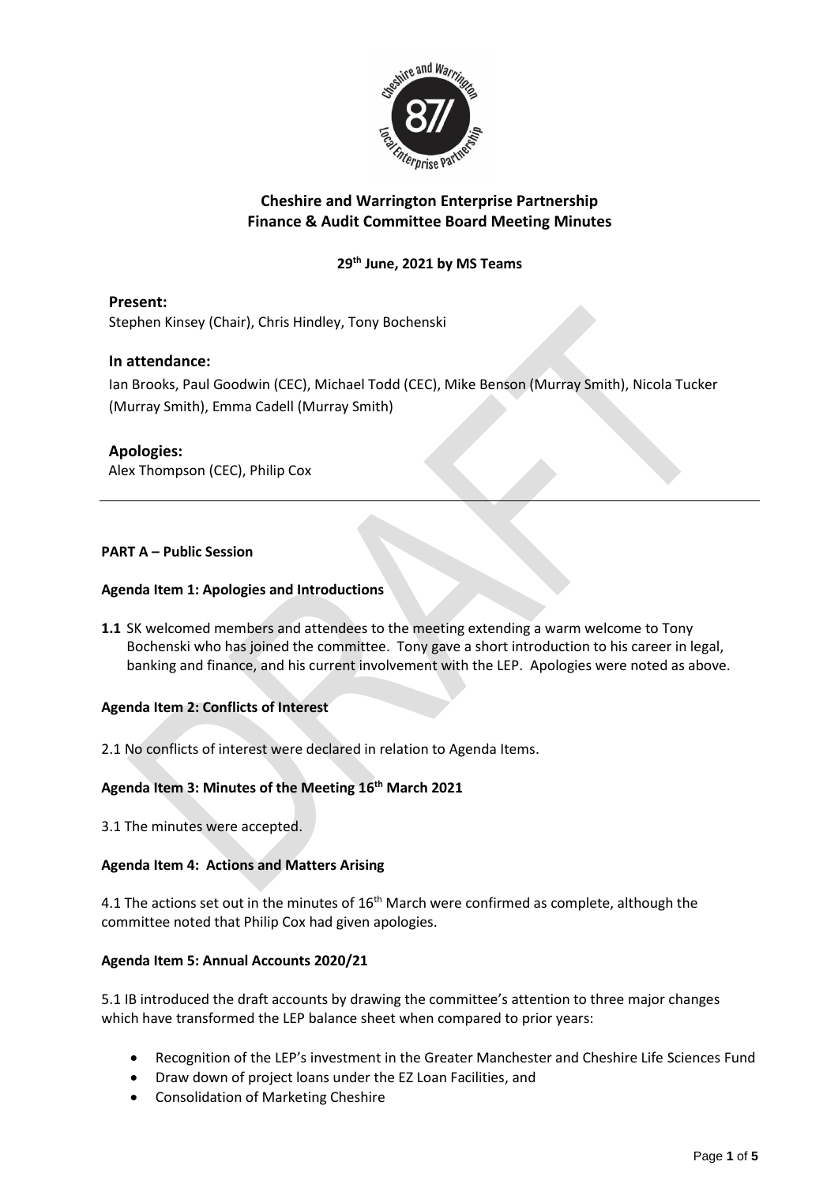# Cheshire and Warrington Enterprise Partnership
## Finance & Audit Committee Board Meeting Minutes

**29th June, 2021 by MS Teams**

### Present:

Stephen Kinsey (Chair), Chris Hindley, Tony Bochenski

### In attendance:

Ian Brooks, Paul Goodwin (CEC), Michael Todd (CEC), Mike Benson (Murray Smith), Nicola Tucker (Murray Smith), Emma Cadell (Murray Smith)

### Apologies:

Alex Thompson (CEC), Philip Cox

---

**PART A – Public Session**

**Agenda Item 1: Apologies and Introductions**

**1.1** SK welcomed members and attendees to the meeting extending a warm welcome to Tony Bochenski who has joined the committee. Tony gave a short introduction to his career in legal, banking and finance, and his current involvement with the LEP. Apologies were noted as above.

**Agenda Item 2: Conflicts of Interest**

2.1 No conflicts of interest were declared in relation to Agenda Items.

**Agenda Item 3: Minutes of the Meeting 16th March 2021**

3.1 The minutes were accepted.

**Agenda Item 4: Actions and Matters Arising**

4.1 The actions set out in the minutes of 16th March were confirmed as complete, although the committee noted that Philip Cox had given apologies.

**Agenda Item 5: Annual Accounts 2020/21**

5.1 IB introduced the draft accounts by drawing the committee's attention to three major changes which have transformed the LEP balance sheet when compared to prior years:

- Recognition of the LEP's investment in the Greater Manchester and Cheshire Life Sciences Fund
- Draw down of project loans under the EZ Loan Facilities, and
- Consolidation of Marketing Cheshire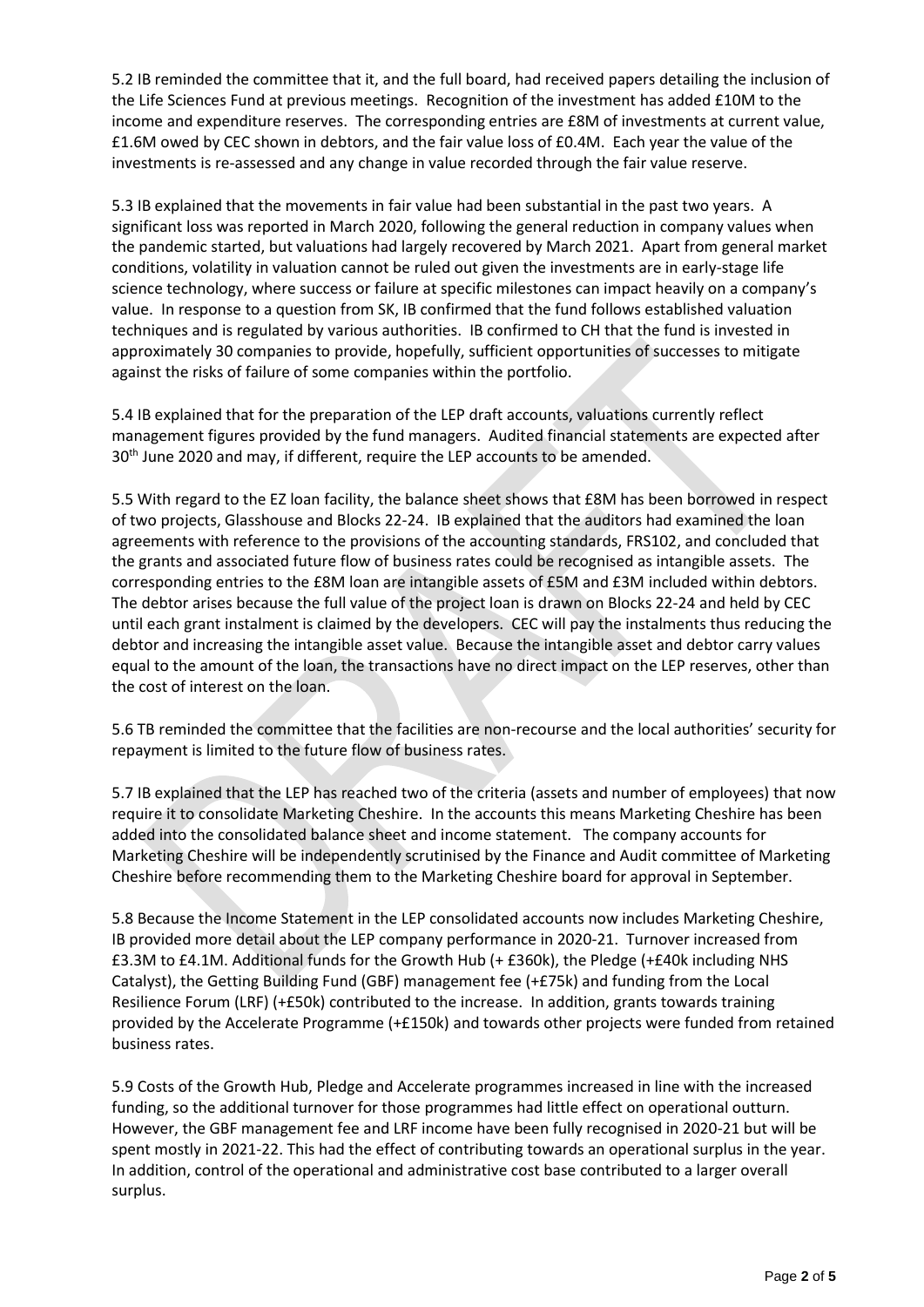5.2 IB reminded the committee that it, and the full board, had received papers detailing the inclusion of the Life Sciences Fund at previous meetings. Recognition of the investment has added £10M to the income and expenditure reserves. The corresponding entries are £8M of investments at current value, £1.6M owed by CEC shown in debtors, and the fair value loss of £0.4M. Each year the value of the investments is re-assessed and any change in value recorded through the fair value reserve.

5.3 IB explained that the movements in fair value had been substantial in the past two years. A significant loss was reported in March 2020, following the general reduction in company values when the pandemic started, but valuations had largely recovered by March 2021. Apart from general market conditions, volatility in valuation cannot be ruled out given the investments are in early-stage life science technology, where success or failure at specific milestones can impact heavily on a company's value. In response to a question from SK, IB confirmed that the fund follows established valuation techniques and is regulated by various authorities. IB confirmed to CH that the fund is invested in approximately 30 companies to provide, hopefully, sufficient opportunities of successes to mitigate against the risks of failure of some companies within the portfolio.

5.4 IB explained that for the preparation of the LEP draft accounts, valuations currently reflect management figures provided by the fund managers. Audited financial statements are expected after 30th June 2020 and may, if different, require the LEP accounts to be amended.

5.5 With regard to the EZ loan facility, the balance sheet shows that £8M has been borrowed in respect of two projects, Glasshouse and Blocks 22-24. IB explained that the auditors had examined the loan agreements with reference to the provisions of the accounting standards, FRS102, and concluded that the grants and associated future flow of business rates could be recognised as intangible assets. The corresponding entries to the £8M loan are intangible assets of £5M and £3M included within debtors. The debtor arises because the full value of the project loan is drawn on Blocks 22-24 and held by CEC until each grant instalment is claimed by the developers. CEC will pay the instalments thus reducing the debtor and increasing the intangible asset value. Because the intangible asset and debtor carry values equal to the amount of the loan, the transactions have no direct impact on the LEP reserves, other than the cost of interest on the loan.

5.6 TB reminded the committee that the facilities are non-recourse and the local authorities' security for repayment is limited to the future flow of business rates.

5.7 IB explained that the LEP has reached two of the criteria (assets and number of employees) that now require it to consolidate Marketing Cheshire. In the accounts this means Marketing Cheshire has been added into the consolidated balance sheet and income statement. The company accounts for Marketing Cheshire will be independently scrutinised by the Finance and Audit committee of Marketing Cheshire before recommending them to the Marketing Cheshire board for approval in September.

5.8 Because the Income Statement in the LEP consolidated accounts now includes Marketing Cheshire, IB provided more detail about the LEP company performance in 2020-21. Turnover increased from £3.3M to £4.1M. Additional funds for the Growth Hub (+ £360k), the Pledge (+£40k including NHS Catalyst), the Getting Building Fund (GBF) management fee (+£75k) and funding from the Local Resilience Forum (LRF) (+£50k) contributed to the increase. In addition, grants towards training provided by the Accelerate Programme (+£150k) and towards other projects were funded from retained business rates.

5.9 Costs of the Growth Hub, Pledge and Accelerate programmes increased in line with the increased funding, so the additional turnover for those programmes had little effect on operational outturn. However, the GBF management fee and LRF income have been fully recognised in 2020-21 but will be spent mostly in 2021-22. This had the effect of contributing towards an operational surplus in the year. In addition, control of the operational and administrative cost base contributed to a larger overall surplus.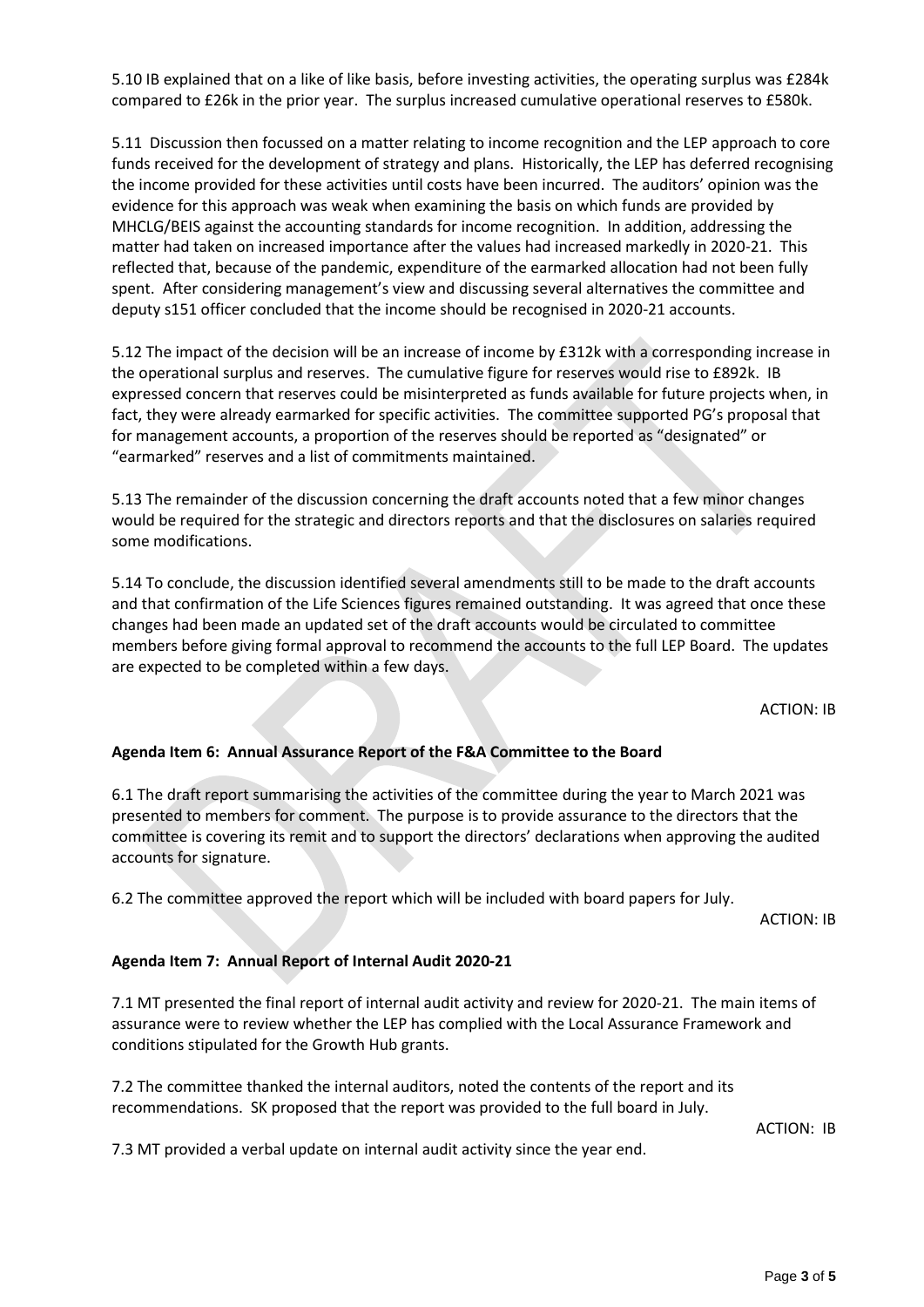5.10 IB explained that on a like of like basis, before investing activities, the operating surplus was £284k compared to £26k in the prior year. The surplus increased cumulative operational reserves to £580k.

5.11 Discussion then focussed on a matter relating to income recognition and the LEP approach to core funds received for the development of strategy and plans. Historically, the LEP has deferred recognising the income provided for these activities until costs have been incurred. The auditors' opinion was the evidence for this approach was weak when examining the basis on which funds are provided by MHCLG/BEIS against the accounting standards for income recognition. In addition, addressing the matter had taken on increased importance after the values had increased markedly in 2020-21. This reflected that, because of the pandemic, expenditure of the earmarked allocation had not been fully spent. After considering management's view and discussing several alternatives the committee and deputy s151 officer concluded that the income should be recognised in 2020-21 accounts.

5.12 The impact of the decision will be an increase of income by £312k with a corresponding increase in the operational surplus and reserves. The cumulative figure for reserves would rise to £892k. IB expressed concern that reserves could be misinterpreted as funds available for future projects when, in fact, they were already earmarked for specific activities. The committee supported PG's proposal that for management accounts, a proportion of the reserves should be reported as "designated" or "earmarked" reserves and a list of commitments maintained.

5.13 The remainder of the discussion concerning the draft accounts noted that a few minor changes would be required for the strategic and directors reports and that the disclosures on salaries required some modifications.

5.14 To conclude, the discussion identified several amendments still to be made to the draft accounts and that confirmation of the Life Sciences figures remained outstanding. It was agreed that once these changes had been made an updated set of the draft accounts would be circulated to committee members before giving formal approval to recommend the accounts to the full LEP Board. The updates are expected to be completed within a few days.

ACTION: IB

**Agenda Item 6: Annual Assurance Report of the F&A Committee to the Board**

6.1 The draft report summarising the activities of the committee during the year to March 2021 was presented to members for comment. The purpose is to provide assurance to the directors that the committee is covering its remit and to support the directors' declarations when approving the audited accounts for signature.

6.2 The committee approved the report which will be included with board papers for July.

ACTION: IB

**Agenda Item 7: Annual Report of Internal Audit 2020-21**

7.1 MT presented the final report of internal audit activity and review for 2020-21. The main items of assurance were to review whether the LEP has complied with the Local Assurance Framework and conditions stipulated for the Growth Hub grants.

7.2 The committee thanked the internal auditors, noted the contents of the report and its recommendations. SK proposed that the report was provided to the full board in July.

ACTION: IB

7.3 MT provided a verbal update on internal audit activity since the year end.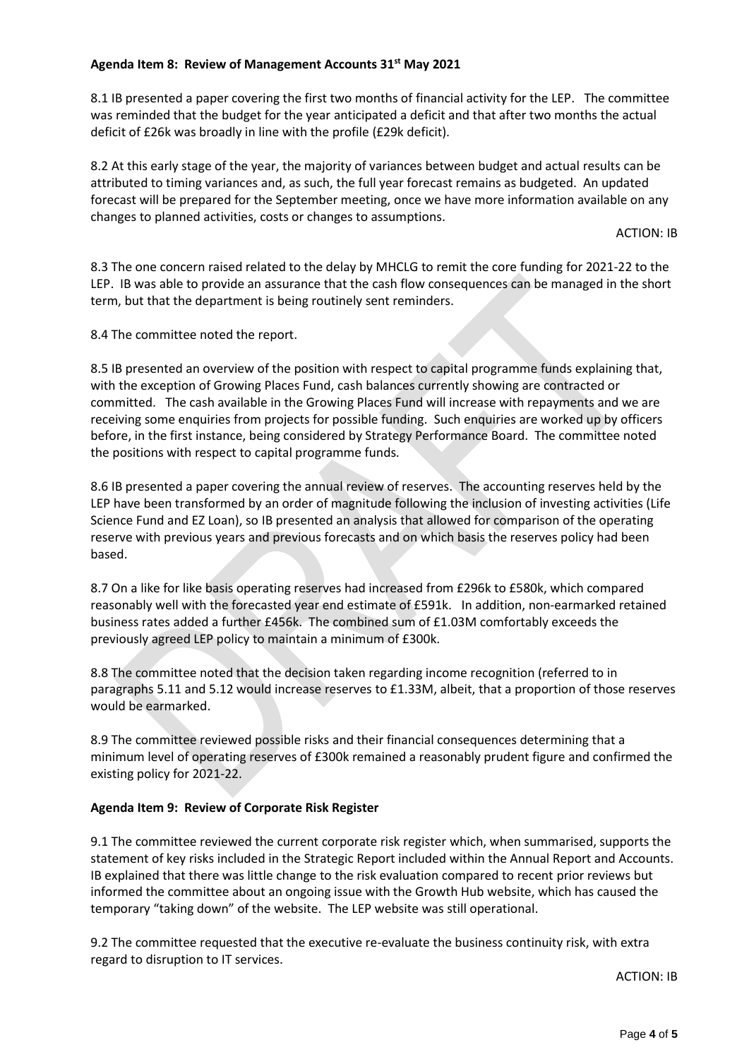**Agenda Item 8: Review of Management Accounts 31st May 2021**

8.1 IB presented a paper covering the first two months of financial activity for the LEP. The committee was reminded that the budget for the year anticipated a deficit and that after two months the actual deficit of £26k was broadly in line with the profile (£29k deficit).

8.2 At this early stage of the year, the majority of variances between budget and actual results can be attributed to timing variances and, as such, the full year forecast remains as budgeted. An updated forecast will be prepared for the September meeting, once we have more information available on any changes to planned activities, costs or changes to assumptions.

ACTION: IB

8.3 The one concern raised related to the delay by MHCLG to remit the core funding for 2021-22 to the LEP. IB was able to provide an assurance that the cash flow consequences can be managed in the short term, but that the department is being routinely sent reminders.

8.4 The committee noted the report.

8.5 IB presented an overview of the position with respect to capital programme funds explaining that, with the exception of Growing Places Fund, cash balances currently showing are contracted or committed. The cash available in the Growing Places Fund will increase with repayments and we are receiving some enquiries from projects for possible funding. Such enquiries are worked up by officers before, in the first instance, being considered by Strategy Performance Board. The committee noted the positions with respect to capital programme funds.

8.6 IB presented a paper covering the annual review of reserves. The accounting reserves held by the LEP have been transformed by an order of magnitude following the inclusion of investing activities (Life Science Fund and EZ Loan), so IB presented an analysis that allowed for comparison of the operating reserve with previous years and previous forecasts and on which basis the reserves policy had been based.

8.7 On a like for like basis operating reserves had increased from £296k to £580k, which compared reasonably well with the forecasted year end estimate of £591k. In addition, non-earmarked retained business rates added a further £456k. The combined sum of £1.03M comfortably exceeds the previously agreed LEP policy to maintain a minimum of £300k.

8.8 The committee noted that the decision taken regarding income recognition (referred to in paragraphs 5.11 and 5.12 would increase reserves to £1.33M, albeit, that a proportion of those reserves would be earmarked.

8.9 The committee reviewed possible risks and their financial consequences determining that a minimum level of operating reserves of £300k remained a reasonably prudent figure and confirmed the existing policy for 2021-22.

**Agenda Item 9: Review of Corporate Risk Register**

9.1 The committee reviewed the current corporate risk register which, when summarised, supports the statement of key risks included in the Strategic Report included within the Annual Report and Accounts. IB explained that there was little change to the risk evaluation compared to recent prior reviews but informed the committee about an ongoing issue with the Growth Hub website, which has caused the temporary "taking down" of the website. The LEP website was still operational.

9.2 The committee requested that the executive re-evaluate the business continuity risk, with extra regard to disruption to IT services.

ACTION: IB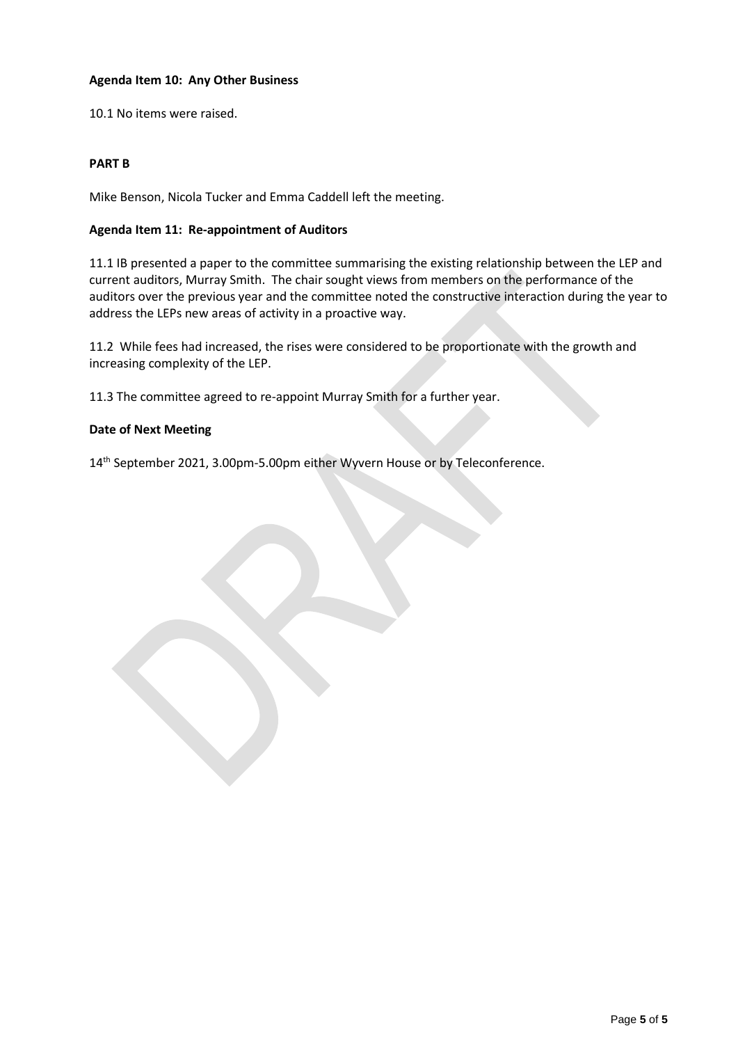**Agenda Item 10: Any Other Business**

10.1 No items were raised.

**PART B**

Mike Benson, Nicola Tucker and Emma Caddell left the meeting.

**Agenda Item 11: Re-appointment of Auditors**

11.1 IB presented a paper to the committee summarising the existing relationship between the LEP and current auditors, Murray Smith. The chair sought views from members on the performance of the auditors over the previous year and the committee noted the constructive interaction during the year to address the LEPs new areas of activity in a proactive way.

11.2 While fees had increased, the rises were considered to be proportionate with the growth and increasing complexity of the LEP.

11.3 The committee agreed to re-appoint Murray Smith for a further year.

**Date of Next Meeting**

14th September 2021, 3.00pm-5.00pm either Wyvern House or by Teleconference.